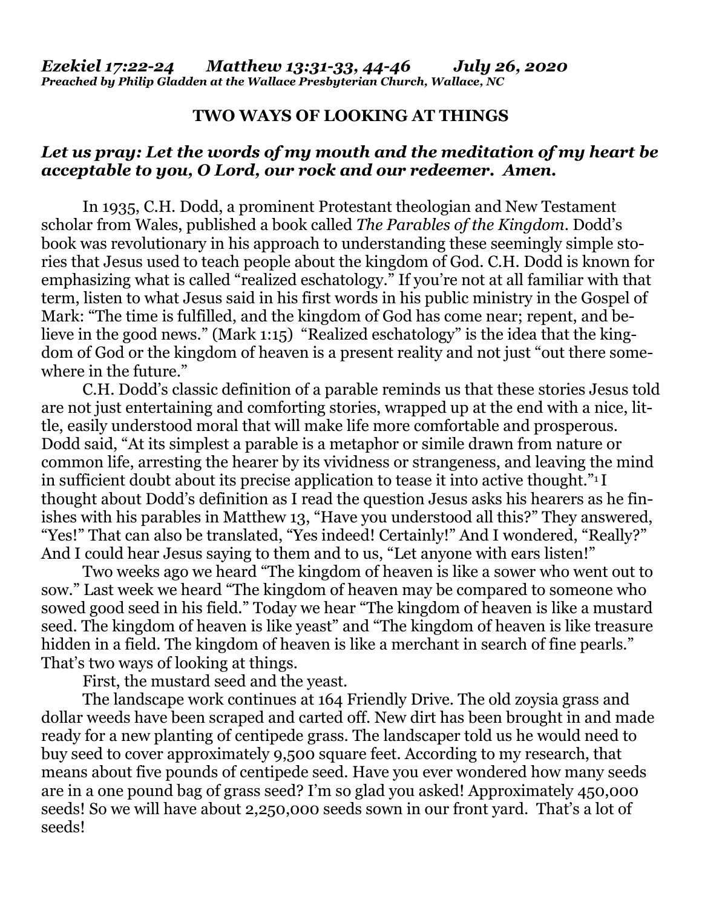***Ezekiel 17:22-24 Matthew 13:31-33, 44-46 July 26, 2020***
***Preached by Philip Gladden at the Wallace Presbyterian Church, Wallace, NC***

## TWO WAYS OF LOOKING AT THINGS

***Let us pray: Let the words of my mouth and the meditation of my heart be acceptable to you, O Lord, our rock and our redeemer. Amen.***

In 1935, C.H. Dodd, a prominent Protestant theologian and New Testament scholar from Wales, published a book called *The Parables of the Kingdom*. Dodd's book was revolutionary in his approach to understanding these seemingly simple stories that Jesus used to teach people about the kingdom of God. C.H. Dodd is known for emphasizing what is called "realized eschatology." If you're not at all familiar with that term, listen to what Jesus said in his first words in his public ministry in the Gospel of Mark: "The time is fulfilled, and the kingdom of God has come near; repent, and believe in the good news." (Mark 1:15) "Realized eschatology" is the idea that the kingdom of God or the kingdom of heaven is a present reality and not just "out there somewhere in the future."

C.H. Dodd's classic definition of a parable reminds us that these stories Jesus told are not just entertaining and comforting stories, wrapped up at the end with a nice, little, easily understood moral that will make life more comfortable and prosperous. Dodd said, "At its simplest a parable is a metaphor or simile drawn from nature or common life, arresting the hearer by its vividness or strangeness, and leaving the mind in sufficient doubt about its precise application to tease it into active thought."[1] I thought about Dodd's definition as I read the question Jesus asks his hearers as he finishes with his parables in Matthew 13, "Have you understood all this?" They answered, "Yes!" That can also be translated, "Yes indeed! Certainly!" And I wondered, "Really?" And I could hear Jesus saying to them and to us, "Let anyone with ears listen!"

Two weeks ago we heard "The kingdom of heaven is like a sower who went out to sow." Last week we heard "The kingdom of heaven may be compared to someone who sowed good seed in his field." Today we hear "The kingdom of heaven is like a mustard seed. The kingdom of heaven is like yeast" and "The kingdom of heaven is like treasure hidden in a field. The kingdom of heaven is like a merchant in search of fine pearls." That's two ways of looking at things.

First, the mustard seed and the yeast.

The landscape work continues at 164 Friendly Drive. The old zoysia grass and dollar weeds have been scraped and carted off. New dirt has been brought in and made ready for a new planting of centipede grass. The landscaper told us he would need to buy seed to cover approximately 9,500 square feet. According to my research, that means about five pounds of centipede seed. Have you ever wondered how many seeds are in a one pound bag of grass seed? I'm so glad you asked! Approximately 450,000 seeds! So we will have about 2,250,000 seeds sown in our front yard. That's a lot of seeds!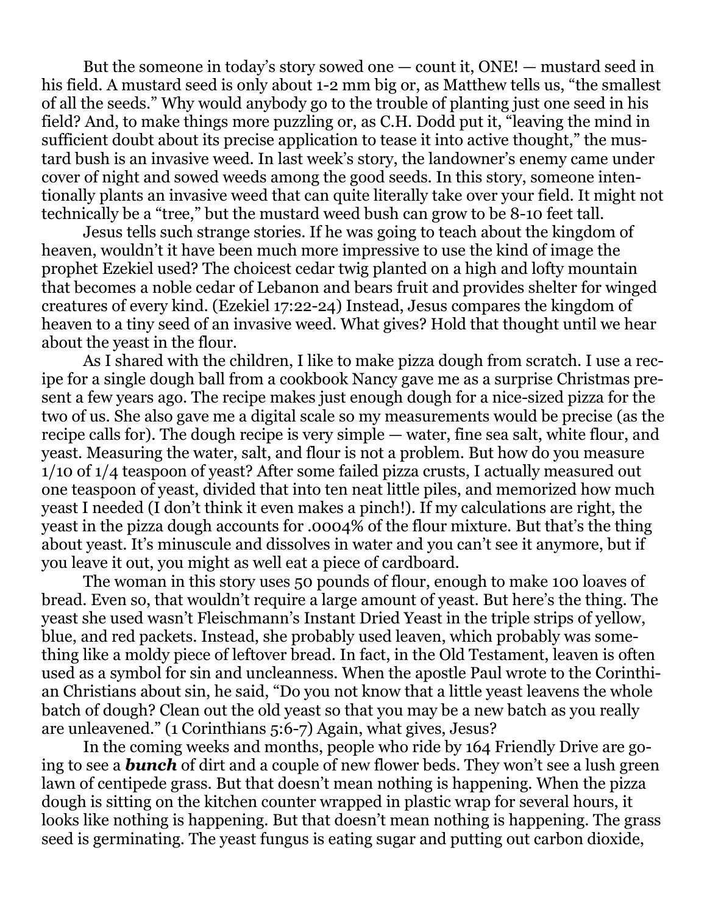But the someone in today's story sowed one — count it, ONE! — mustard seed in his field. A mustard seed is only about 1-2 mm big or, as Matthew tells us, "the smallest of all the seeds." Why would anybody go to the trouble of planting just one seed in his field? And, to make things more puzzling or, as C.H. Dodd put it, "leaving the mind in sufficient doubt about its precise application to tease it into active thought," the mustard bush is an invasive weed. In last week's story, the landowner's enemy came under cover of night and sowed weeds among the good seeds. In this story, someone intentionally plants an invasive weed that can quite literally take over your field. It might not technically be a "tree," but the mustard weed bush can grow to be 8-10 feet tall.

Jesus tells such strange stories. If he was going to teach about the kingdom of heaven, wouldn't it have been much more impressive to use the kind of image the prophet Ezekiel used? The choicest cedar twig planted on a high and lofty mountain that becomes a noble cedar of Lebanon and bears fruit and provides shelter for winged creatures of every kind. (Ezekiel 17:22-24) Instead, Jesus compares the kingdom of heaven to a tiny seed of an invasive weed. What gives? Hold that thought until we hear about the yeast in the flour.

As I shared with the children, I like to make pizza dough from scratch. I use a recipe for a single dough ball from a cookbook Nancy gave me as a surprise Christmas present a few years ago. The recipe makes just enough dough for a nice-sized pizza for the two of us. She also gave me a digital scale so my measurements would be precise (as the recipe calls for). The dough recipe is very simple — water, fine sea salt, white flour, and yeast. Measuring the water, salt, and flour is not a problem. But how do you measure 1/10 of 1/4 teaspoon of yeast? After some failed pizza crusts, I actually measured out one teaspoon of yeast, divided that into ten neat little piles, and memorized how much yeast I needed (I don't think it even makes a pinch!). If my calculations are right, the yeast in the pizza dough accounts for .0004% of the flour mixture. But that's the thing about yeast. It's minuscule and dissolves in water and you can't see it anymore, but if you leave it out, you might as well eat a piece of cardboard.

The woman in this story uses 50 pounds of flour, enough to make 100 loaves of bread. Even so, that wouldn't require a large amount of yeast. But here's the thing. The yeast she used wasn't Fleischmann's Instant Dried Yeast in the triple strips of yellow, blue, and red packets. Instead, she probably used leaven, which probably was something like a moldy piece of leftover bread. In fact, in the Old Testament, leaven is often used as a symbol for sin and uncleanness. When the apostle Paul wrote to the Corinthian Christians about sin, he said, "Do you not know that a little yeast leavens the whole batch of dough? Clean out the old yeast so that you may be a new batch as you really are unleavened." (1 Corinthians 5:6-7) Again, what gives, Jesus?

In the coming weeks and months, people who ride by 164 Friendly Drive are going to see a ***bunch*** of dirt and a couple of new flower beds. They won't see a lush green lawn of centipede grass. But that doesn't mean nothing is happening. When the pizza dough is sitting on the kitchen counter wrapped in plastic wrap for several hours, it looks like nothing is happening. But that doesn't mean nothing is happening. The grass seed is germinating. The yeast fungus is eating sugar and putting out carbon dioxide,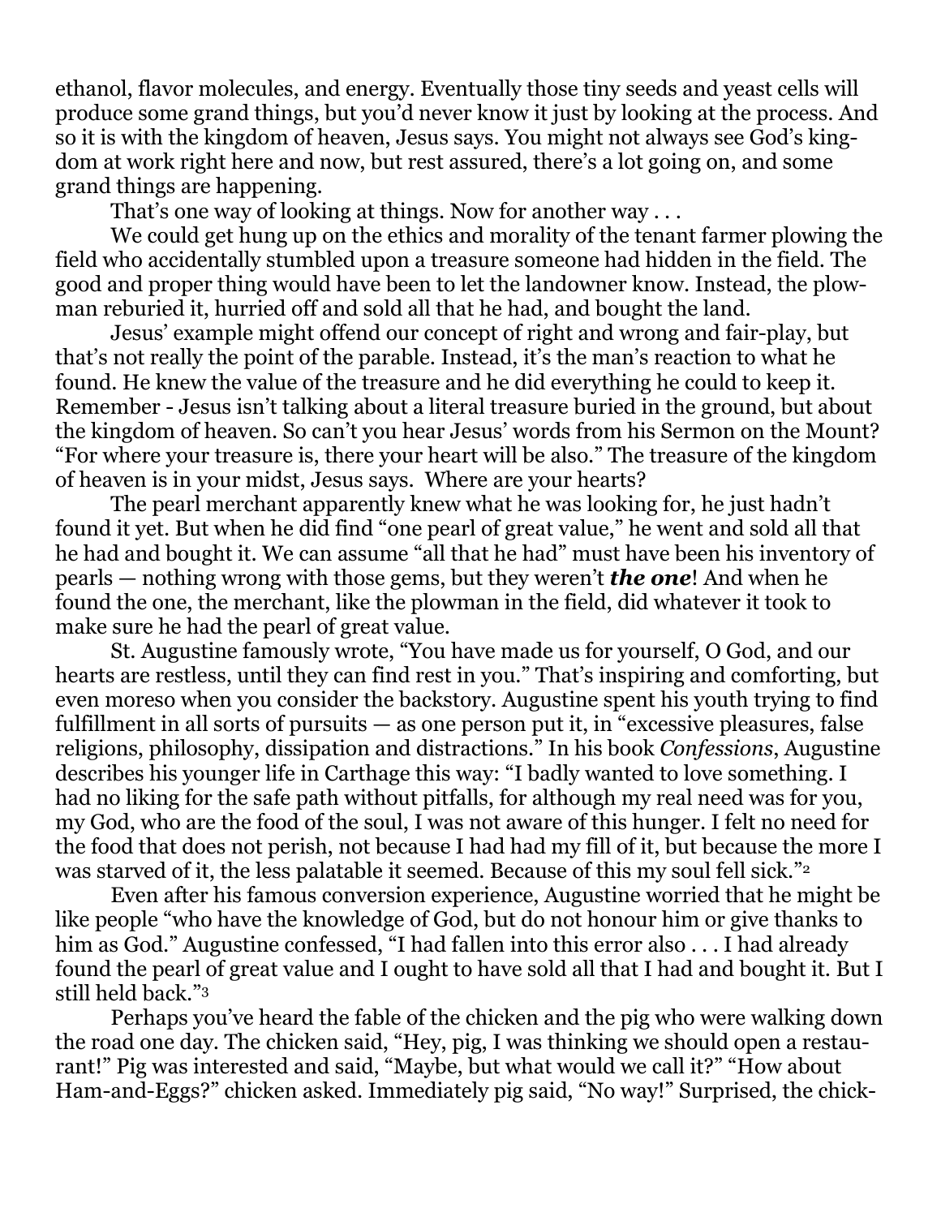ethanol, flavor molecules, and energy. Eventually those tiny seeds and yeast cells will produce some grand things, but you'd never know it just by looking at the process. And so it is with the kingdom of heaven, Jesus says. You might not always see God's kingdom at work right here and now, but rest assured, there's a lot going on, and some grand things are happening.

That's one way of looking at things. Now for another way . . .

We could get hung up on the ethics and morality of the tenant farmer plowing the field who accidentally stumbled upon a treasure someone had hidden in the field. The good and proper thing would have been to let the landowner know. Instead, the plowman reburied it, hurried off and sold all that he had, and bought the land.

Jesus' example might offend our concept of right and wrong and fair-play, but that's not really the point of the parable. Instead, it's the man's reaction to what he found. He knew the value of the treasure and he did everything he could to keep it. Remember - Jesus isn't talking about a literal treasure buried in the ground, but about the kingdom of heaven. So can't you hear Jesus' words from his Sermon on the Mount? "For where your treasure is, there your heart will be also." The treasure of the kingdom of heaven is in your midst, Jesus says. Where are your hearts?

The pearl merchant apparently knew what he was looking for, he just hadn't found it yet. But when he did find "one pearl of great value," he went and sold all that he had and bought it. We can assume "all that he had" must have been his inventory of pearls — nothing wrong with those gems, but they weren't ***the one***! And when he found the one, the merchant, like the plowman in the field, did whatever it took to make sure he had the pearl of great value.

St. Augustine famously wrote, "You have made us for yourself, O God, and our hearts are restless, until they can find rest in you." That's inspiring and comforting, but even moreso when you consider the backstory. Augustine spent his youth trying to find fulfillment in all sorts of pursuits — as one person put it, in "excessive pleasures, false religions, philosophy, dissipation and distractions." In his book *Confessions*, Augustine describes his younger life in Carthage this way: "I badly wanted to love something. I had no liking for the safe path without pitfalls, for although my real need was for you, my God, who are the food of the soul, I was not aware of this hunger. I felt no need for the food that does not perish, not because I had had my fill of it, but because the more I was starved of it, the less palatable it seemed. Because of this my soul fell sick."[2]

Even after his famous conversion experience, Augustine worried that he might be like people "who have the knowledge of God, but do not honour him or give thanks to him as God." Augustine confessed, "I had fallen into this error also . . . I had already found the pearl of great value and I ought to have sold all that I had and bought it. But I still held back."[3]

Perhaps you've heard the fable of the chicken and the pig who were walking down the road one day. The chicken said, "Hey, pig, I was thinking we should open a restaurant!" Pig was interested and said, "Maybe, but what would we call it?" "How about Ham-and-Eggs?" chicken asked. Immediately pig said, "No way!" Surprised, the chick-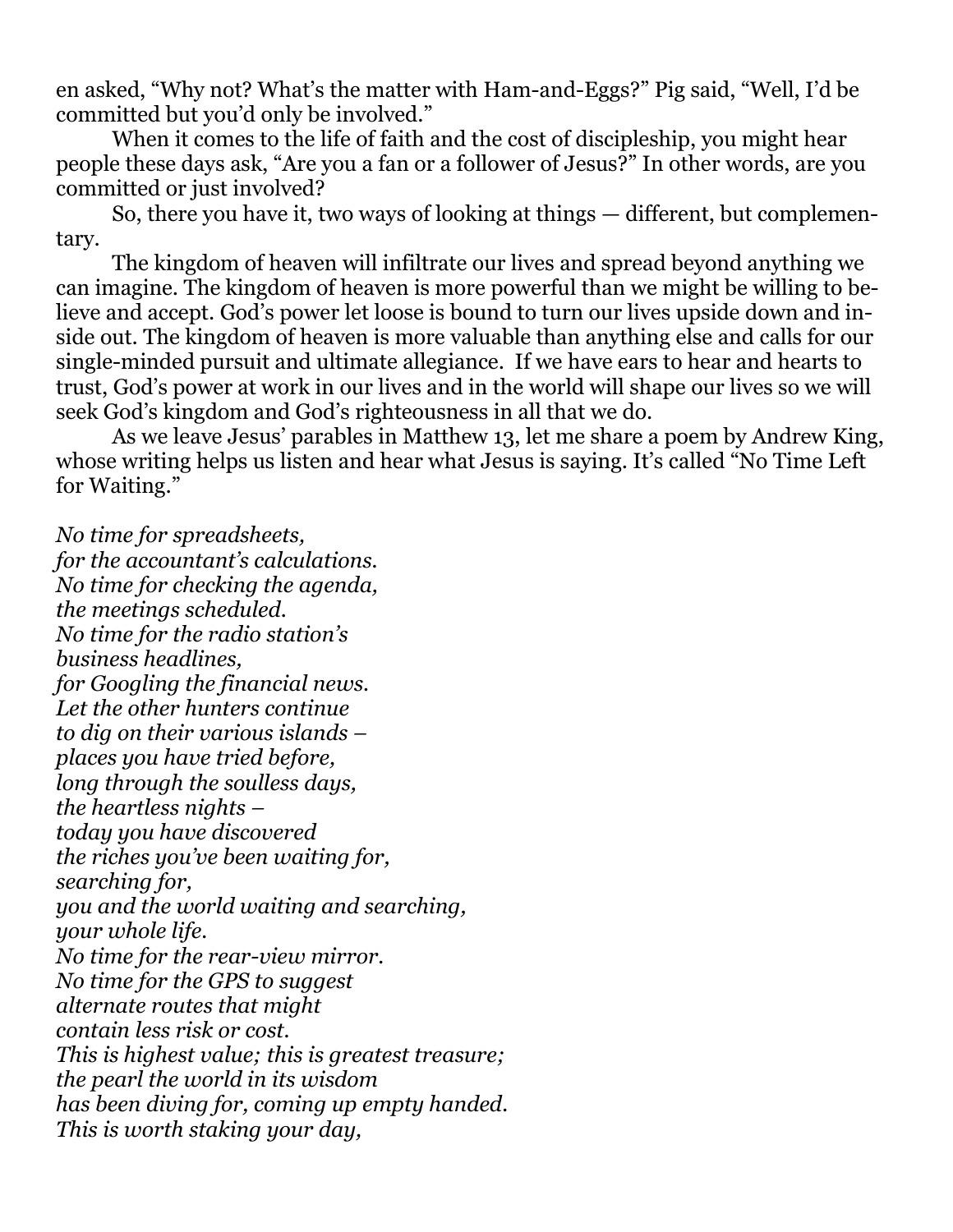en asked, “Why not? What’s the matter with Ham-and-Eggs?” Pig said, “Well, I’d be committed but you’d only be involved.”

When it comes to the life of faith and the cost of discipleship, you might hear people these days ask, “Are you a fan or a follower of Jesus?” In other words, are you committed or just involved?

So, there you have it, two ways of looking at things — different, but complementary.

The kingdom of heaven will infiltrate our lives and spread beyond anything we can imagine. The kingdom of heaven is more powerful than we might be willing to believe and accept. God’s power let loose is bound to turn our lives upside down and inside out. The kingdom of heaven is more valuable than anything else and calls for our single-minded pursuit and ultimate allegiance. If we have ears to hear and hearts to trust, God’s power at work in our lives and in the world will shape our lives so we will seek God’s kingdom and God’s righteousness in all that we do.

As we leave Jesus’ parables in Matthew 13, let me share a poem by Andrew King, whose writing helps us listen and hear what Jesus is saying. It’s called “No Time Left for Waiting.”

*No time for spreadsheets,*
*for the accountant’s calculations.*
*No time for checking the agenda,*
*the meetings scheduled.*
*No time for the radio station’s*
*business headlines,*
*for Googling the financial news.*
*Let the other hunters continue*
*to dig on their various islands –*
*places you have tried before,*
*long through the soulless days,*
*the heartless nights –*
*today you have discovered*
*the riches you’ve been waiting for,*
*searching for,*
*you and the world waiting and searching,*
*your whole life.*
*No time for the rear-view mirror.*
*No time for the GPS to suggest*
*alternate routes that might*
*contain less risk or cost.*
*This is highest value; this is greatest treasure;*
*the pearl the world in its wisdom*
*has been diving for, coming up empty handed.*
*This is worth staking your day,*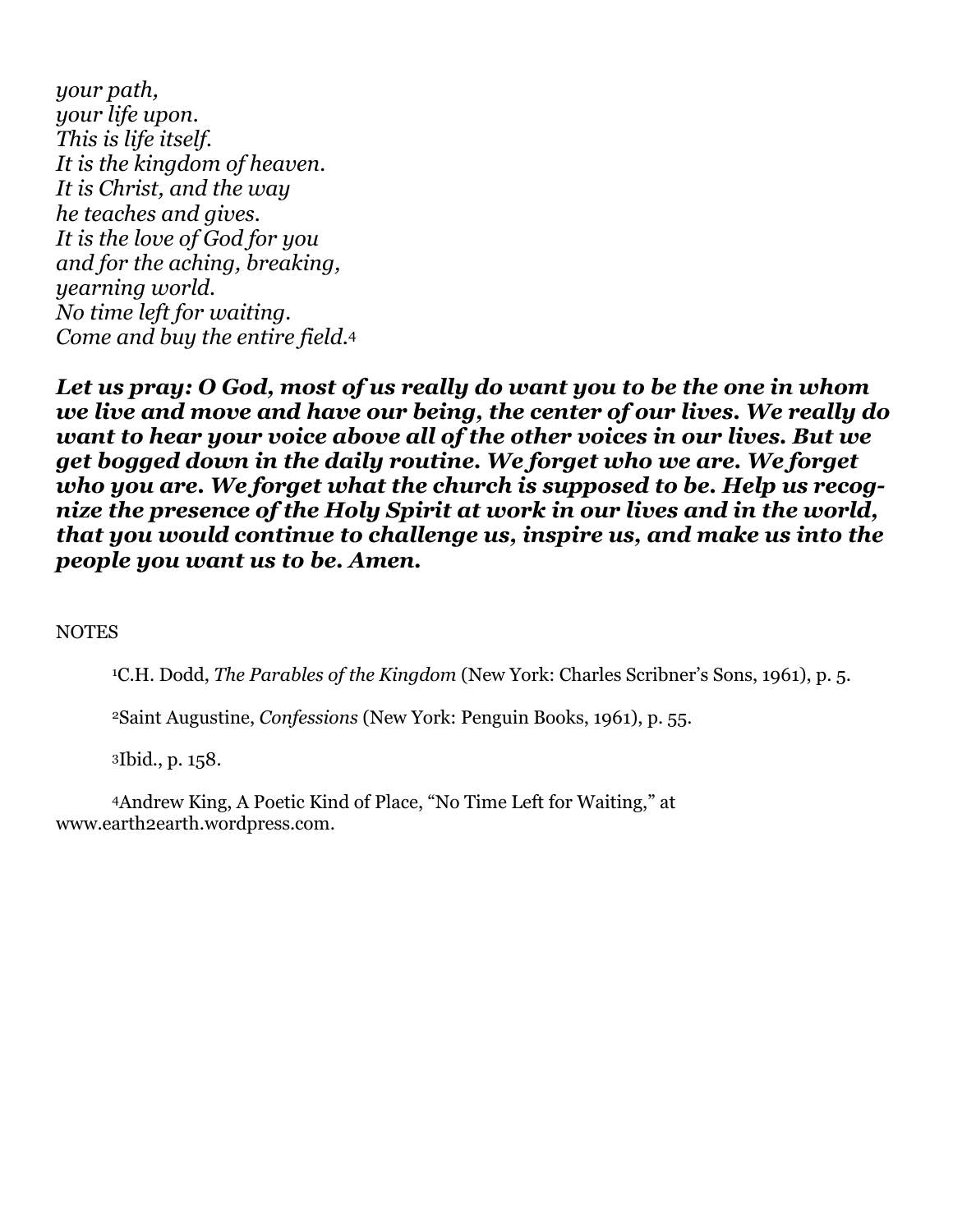*your path,*
*your life upon.*
*This is life itself.*
*It is the kingdom of heaven.*
*It is Christ, and the way*
*he teaches and gives.*
*It is the love of God for you*
*and for the aching, breaking,*
*yearning world.*
*No time left for waiting.*
*Come and buy the entire field.*[4]

***Let us pray: O God, most of us really do want you to be the one in whom we live and move and have our being, the center of our lives. We really do want to hear your voice above all of the other voices in our lives. But we get bogged down in the daily routine. We forget who we are. We forget who you are. We forget what the church is supposed to be. Help us recognize the presence of the Holy Spirit at work in our lives and in the world, that you would continue to challenge us, inspire us, and make us into the people you want us to be. Amen.***

NOTES

[1]C.H. Dodd, *The Parables of the Kingdom* (New York: Charles Scribner's Sons, 1961), p. 5.

[2]Saint Augustine, *Confessions* (New York: Penguin Books, 1961), p. 55.

[3]Ibid., p. 158.

[4]Andrew King, A Poetic Kind of Place, "No Time Left for Waiting," at www.earth2earth.wordpress.com.